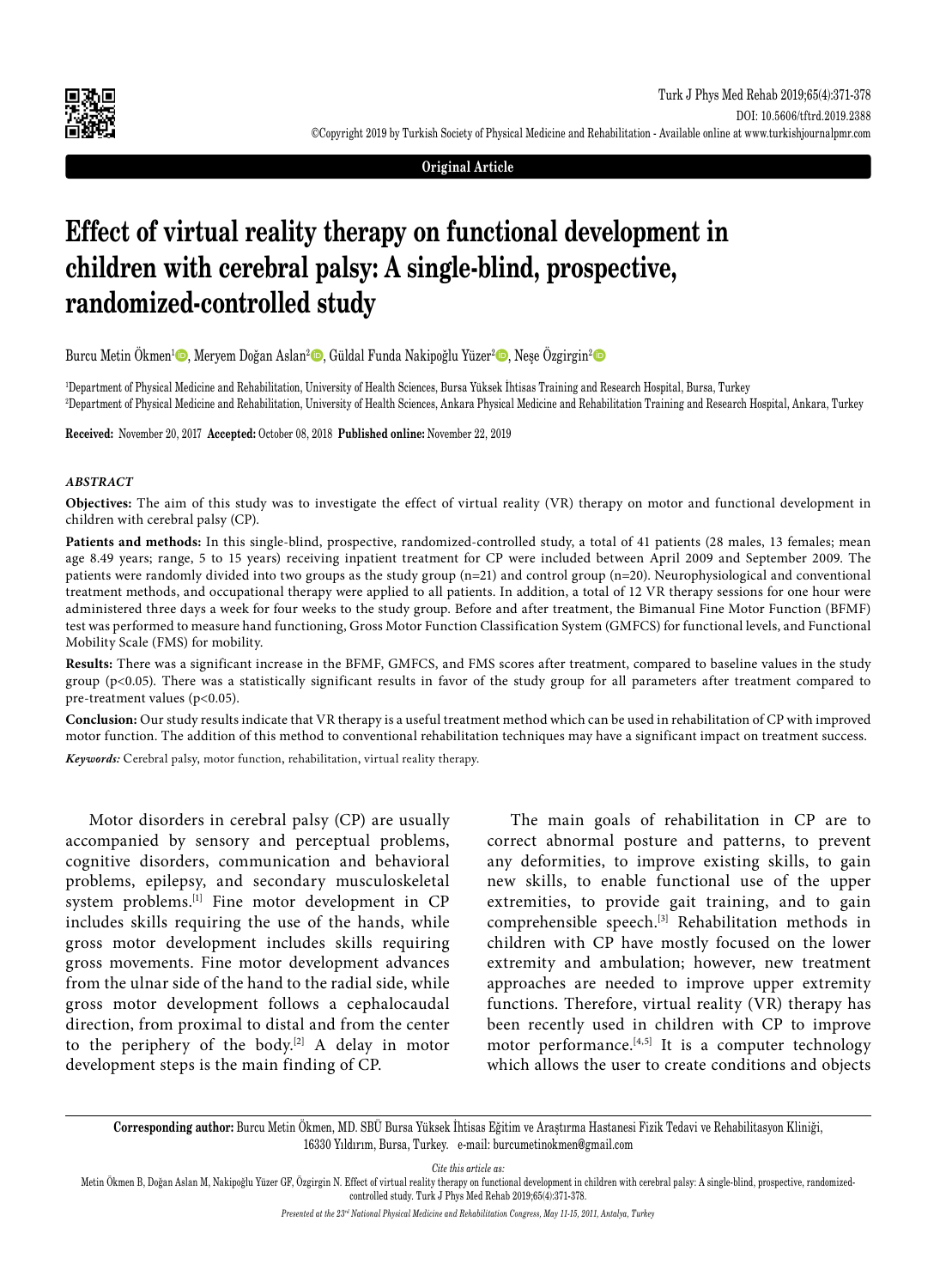Original Article

# Effect of virtual reality therapy on functional development in children with cerebral palsy: A single-blind, prospective, randomized-controlled study

Burcu Metin Ökmen[1], Meryem Doğan Aslan[2], Güldal Funda Nakipoğlu Yüzer[2], Neşe Özgirgin[2]

[1]Department of Physical Medicine and Rehabilitation, University of Health Sciences, Bursa Yüksek İhtisas Training and Research Hospital, Bursa, Turkey
[2]Department of Physical Medicine and Rehabilitation, University of Health Sciences, Ankara Physical Medicine and Rehabilitation Training and Research Hospital, Ankara, Turkey

**Received:** November 20, 2017 **Accepted:** October 08, 2018 **Published online:** November 22, 2019

### *ABSTRACT*

**Objectives:** The aim of this study was to investigate the effect of virtual reality (VR) therapy on motor and functional development in children with cerebral palsy (CP).

**Patients and methods:** In this single-blind, prospective, randomized-controlled study, a total of 41 patients (28 males, 13 females; mean age 8.49 years; range, 5 to 15 years) receiving inpatient treatment for CP were included between April 2009 and September 2009. The patients were randomly divided into two groups as the study group (n=21) and control group (n=20). Neurophysiological and conventional treatment methods, and occupational therapy were applied to all patients. In addition, a total of 12 VR therapy sessions for one hour were administered three days a week for four weeks to the study group. Before and after treatment, the Bimanual Fine Motor Function (BFMF) test was performed to measure hand functioning, Gross Motor Function Classification System (GMFCS) for functional levels, and Functional Mobility Scale (FMS) for mobility.

**Results:** There was a significant increase in the BFMF, GMFCS, and FMS scores after treatment, compared to baseline values in the study group ($p<0.05$). There was a statistically significant results in favor of the study group for all parameters after treatment compared to pre-treatment values ($p<0.05$).

**Conclusion:** Our study results indicate that VR therapy is a useful treatment method which can be used in rehabilitation of CP with improved motor function. The addition of this method to conventional rehabilitation techniques may have a significant impact on treatment success.

***Keywords:*** Cerebral palsy, motor function, rehabilitation, virtual reality therapy.

Motor disorders in cerebral palsy (CP) are usually accompanied by sensory and perceptual problems, cognitive disorders, communication and behavioral problems, epilepsy, and secondary musculoskeletal system problems.[1] Fine motor development in CP includes skills requiring the use of the hands, while gross motor development includes skills requiring gross movements. Fine motor development advances from the ulnar side of the hand to the radial side, while gross motor development follows a cephalocaudal direction, from proximal to distal and from the center to the periphery of the body.[2] A delay in motor development steps is the main finding of CP.

The main goals of rehabilitation in CP are to correct abnormal posture and patterns, to prevent any deformities, to improve existing skills, to gain new skills, to enable functional use of the upper extremities, to provide gait training, and to gain comprehensible speech.[3] Rehabilitation methods in children with CP have mostly focused on the lower extremity and ambulation; however, new treatment approaches are needed to improve upper extremity functions. Therefore, virtual reality (VR) therapy has been recently used in children with CP to improve motor performance.[4,5] It is a computer technology which allows the user to create conditions and objects

**Corresponding author:** Burcu Metin Ökmen, MD. SBÜ Bursa Yüksek İhtisas Eğitim ve Araştırma Hastanesi Fizik Tedavi ve Rehabilitasyon Kliniği, 16330 Yıldırım, Bursa, Turkey. e-mail: burcumetinokmen@gmail.com

*Cite this article as:*
Metin Ökmen B, Doğan Aslan M, Nakipoğlu Yüzer GF, Özgirgin N. Effect of virtual reality therapy on functional development in children with cerebral palsy: A single-blind, prospective, randomized-controlled study. Turk J Phys Med Rehab 2019;65(4):371-378.

*Presented at the 23rd National Physical Medicine and Rehabilitation Congress, May 11-15, 2011, Antalya, Turkey*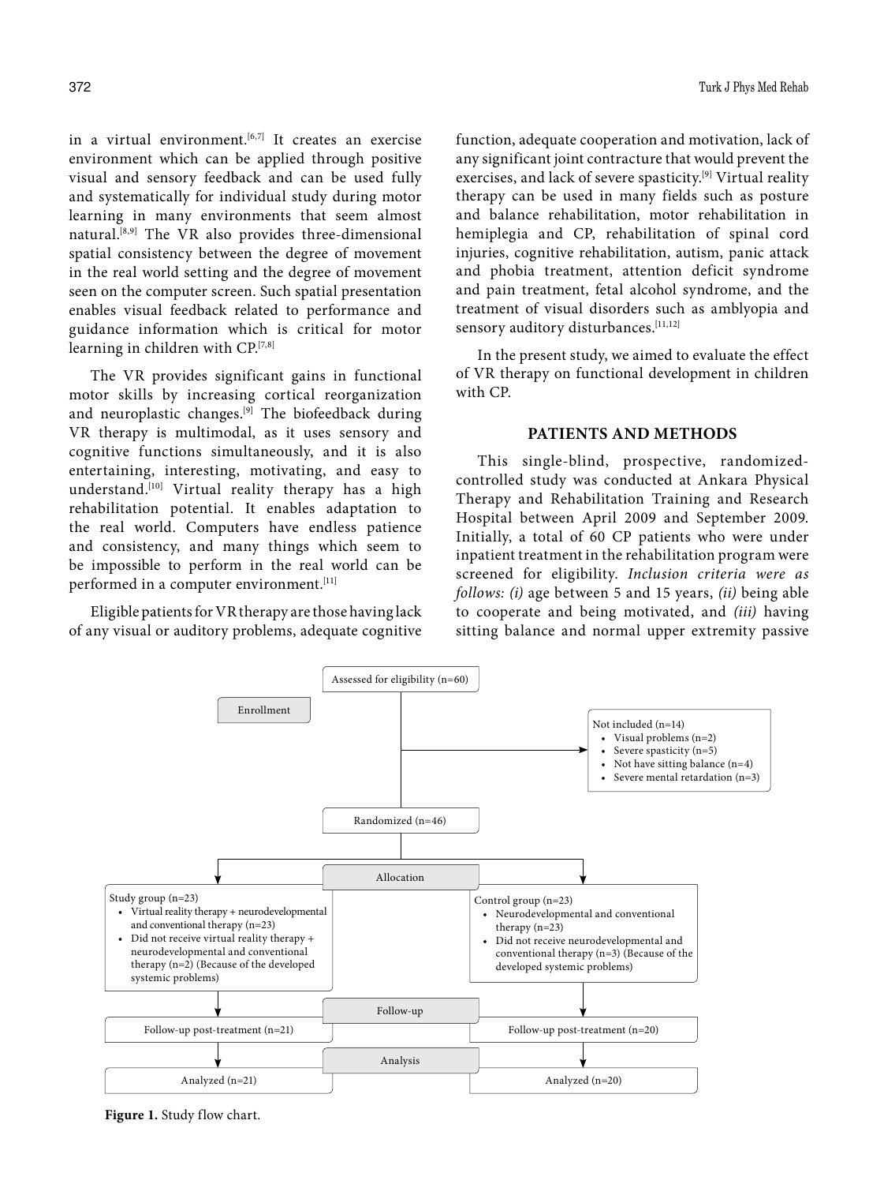in a virtual environment.[6,7] It creates an exercise environment which can be applied through positive visual and sensory feedback and can be used fully and systematically for individual study during motor learning in many environments that seem almost natural.[8,9] The VR also provides three-dimensional spatial consistency between the degree of movement in the real world setting and the degree of movement seen on the computer screen. Such spatial presentation enables visual feedback related to performance and guidance information which is critical for motor learning in children with CP.[7,8]

The VR provides significant gains in functional motor skills by increasing cortical reorganization and neuroplastic changes.[9] The biofeedback during VR therapy is multimodal, as it uses sensory and cognitive functions simultaneously, and it is also entertaining, interesting, motivating, and easy to understand.[10] Virtual reality therapy has a high rehabilitation potential. It enables adaptation to the real world. Computers have endless patience and consistency, and many things which seem to be impossible to perform in the real world can be performed in a computer environment.[11]

Eligible patients for VR therapy are those having lack of any visual or auditory problems, adequate cognitive function, adequate cooperation and motivation, lack of any significant joint contracture that would prevent the exercises, and lack of severe spasticity.[9] Virtual reality therapy can be used in many fields such as posture and balance rehabilitation, motor rehabilitation in hemiplegia and CP, rehabilitation of spinal cord injuries, cognitive rehabilitation, autism, panic attack and phobia treatment, attention deficit syndrome and pain treatment, fetal alcohol syndrome, and the treatment of visual disorders such as amblyopia and sensory auditory disturbances.[11,12]

In the present study, we aimed to evaluate the effect of VR therapy on functional development in children with CP.

## PATIENTS AND METHODS

This single-blind, prospective, randomized-controlled study was conducted at Ankara Physical Therapy and Rehabilitation Training and Research Hospital between April 2009 and September 2009. Initially, a total of 60 CP patients who were under inpatient treatment in the rehabilitation program were screened for eligibility. *Inclusion criteria were as follows: (i)* age between 5 and 15 years, *(ii)* being able to cooperate and being motivated, and *(iii)* having sitting balance and normal upper extremity passive

Enrollment

Assessed for eligibility (n=60)

Not included (n=14)
- Visual problems (n=2)
- Severe spasticity (n=5)
- Not have sitting balance (n=4)
- Severe mental retardation (n=3)

Randomized (n=46)

Allocation

Study group (n=23)
- Virtual reality therapy + neurodevelopmental and conventional therapy (n=23)
- Did not receive virtual reality therapy + neurodevelopmental and conventional therapy (n=2) (Because of the developed systemic problems)

Control group (n=23)
- Neurodevelopmental and conventional therapy (n=23)
- Did not receive neurodevelopmental and conventional therapy (n=3) (Because of the developed systemic problems)

Follow-up

Follow-up post-treatment (n=21) | Follow-up post-treatment (n=20)

Analysis

Analyzed (n=21) | Analyzed (n=20)

**Figure 1.** Study flow chart.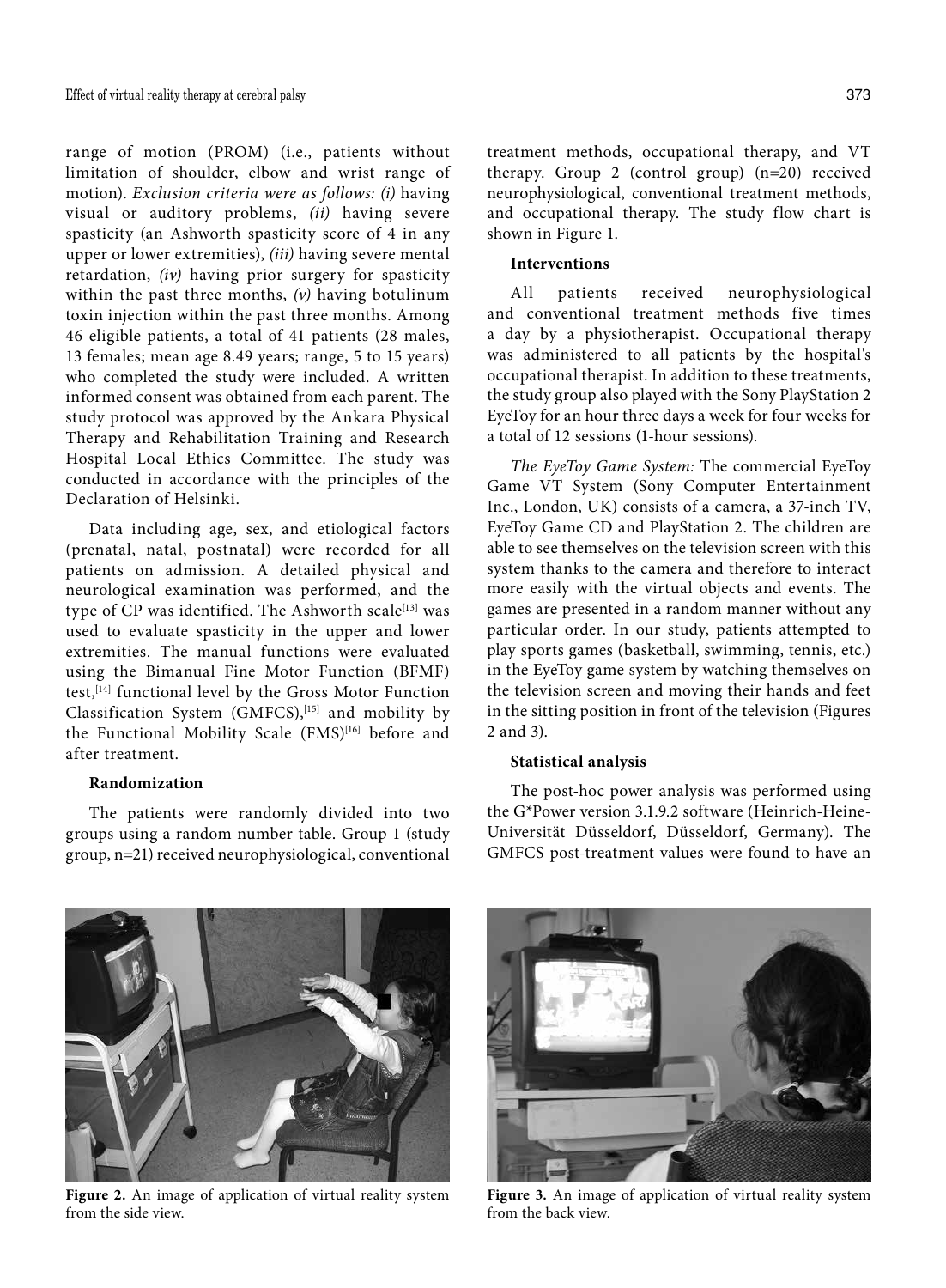range of motion (PROM) (i.e., patients without limitation of shoulder, elbow and wrist range of motion). *Exclusion criteria were as follows: (i)* having visual or auditory problems, *(ii)* having severe spasticity (an Ashworth spasticity score of 4 in any upper or lower extremities), *(iii)* having severe mental retardation, *(iv)* having prior surgery for spasticity within the past three months, *(v)* having botulinum toxin injection within the past three months. Among 46 eligible patients, a total of 41 patients (28 males, 13 females; mean age 8.49 years; range, 5 to 15 years) who completed the study were included. A written informed consent was obtained from each parent. The study protocol was approved by the Ankara Physical Therapy and Rehabilitation Training and Research Hospital Local Ethics Committee. The study was conducted in accordance with the principles of the Declaration of Helsinki.

Data including age, sex, and etiological factors (prenatal, natal, postnatal) were recorded for all patients on admission. A detailed physical and neurological examination was performed, and the type of CP was identified. The Ashworth scale[13] was used to evaluate spasticity in the upper and lower extremities. The manual functions were evaluated using the Bimanual Fine Motor Function (BFMF) test,[14] functional level by the Gross Motor Function Classification System (GMFCS),[15] and mobility by the Functional Mobility Scale (FMS)[16] before and after treatment.

**Randomization**

The patients were randomly divided into two groups using a random number table. Group 1 (study group, n=21) received neurophysiological, conventional treatment methods, occupational therapy, and VT therapy. Group 2 (control group) (n=20) received neurophysiological, conventional treatment methods, and occupational therapy. The study flow chart is shown in Figure 1.

**Interventions**

All patients received neurophysiological and conventional treatment methods five times a day by a physiotherapist. Occupational therapy was administered to all patients by the hospital's occupational therapist. In addition to these treatments, the study group also played with the Sony PlayStation 2 EyeToy for an hour three days a week for four weeks for a total of 12 sessions (1-hour sessions).

*The EyeToy Game System:* The commercial EyeToy Game VT System (Sony Computer Entertainment Inc., London, UK) consists of a camera, a 37-inch TV, EyeToy Game CD and PlayStation 2. The children are able to see themselves on the television screen with this system thanks to the camera and therefore to interact more easily with the virtual objects and events. The games are presented in a random manner without any particular order. In our study, patients attempted to play sports games (basketball, swimming, tennis, etc.) in the EyeToy game system by watching themselves on the television screen and moving their hands and feet in the sitting position in front of the television (Figures 2 and 3).

**Statistical analysis**

The post-hoc power analysis was performed using the G*Power version 3.1.9.2 software (Heinrich-Heine-Universität Düsseldorf, Düsseldorf, Germany). The GMFCS post-treatment values were found to have an

**Figure 2.** An image of application of virtual reality system from the side view.

**Figure 3.** An image of application of virtual reality system from the back view.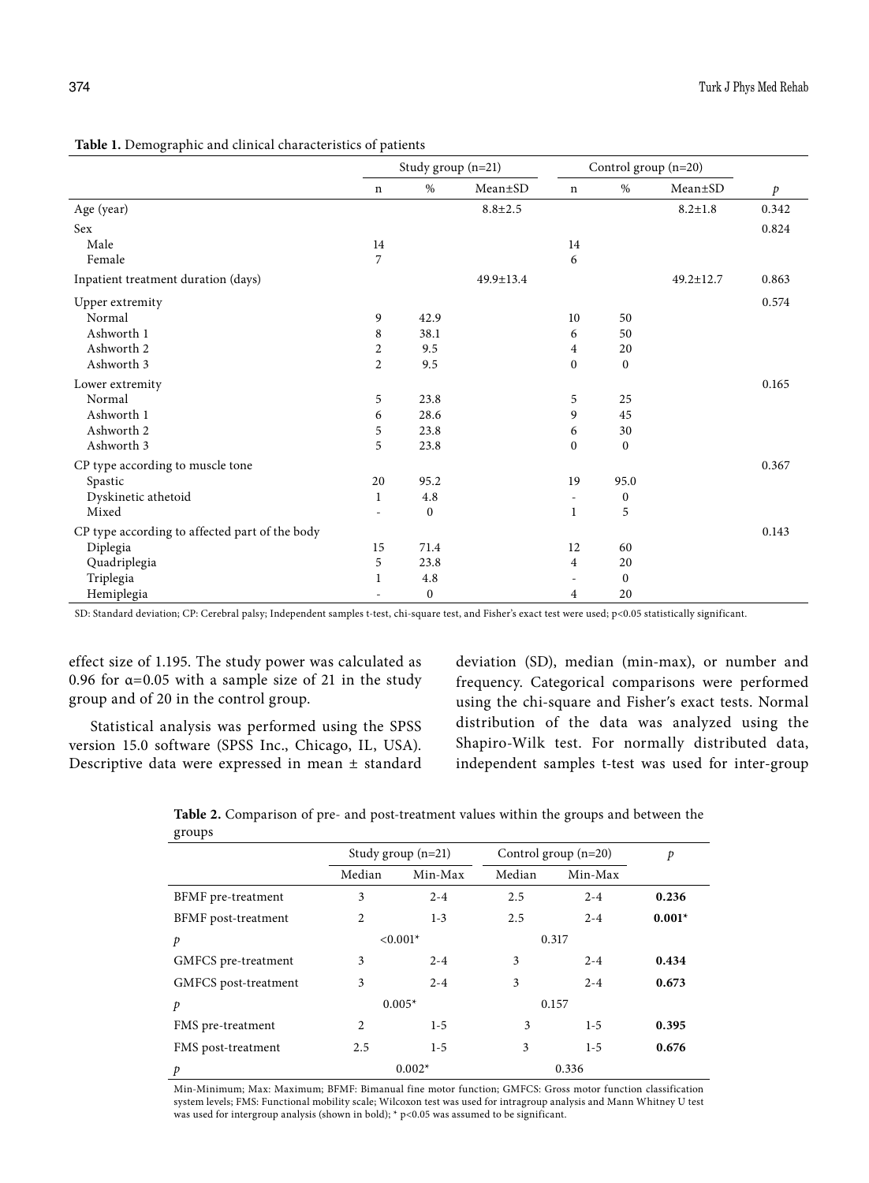**Table 1.** Demographic and clinical characteristics of patients

| | Study group (n=21) | | | Control group (n=20) | | | |
|---|---|---|---|---|---|---|---|
| | n | % | Mean±SD | n | % | Mean±SD | *p* |
| Age (year) | | | 8.8±2.5 | | | 8.2±1.8 | 0.342 |
| Sex | | | | | | | 0.824 |
| Male | 14 | | | 14 | | | |
| Female | 7 | | | 6 | | | |
| Inpatient treatment duration (days) | | | 49.9±13.4 | | | 49.2±12.7 | 0.863 |
| Upper extremity | | | | | | | 0.574 |
| Normal | 9 | 42.9 | | 10 | 50 | | |
| Ashworth 1 | 8 | 38.1 | | 6 | 50 | | |
| Ashworth 2 | 2 | 9.5 | | 4 | 20 | | |
| Ashworth 3 | 2 | 9.5 | | 0 | 0 | | |
| Lower extremity | | | | | | | 0.165 |
| Normal | 5 | 23.8 | | 5 | 25 | | |
| Ashworth 1 | 6 | 28.6 | | 9 | 45 | | |
| Ashworth 2 | 5 | 23.8 | | 6 | 30 | | |
| Ashworth 3 | 5 | 23.8 | | 0 | 0 | | |
| CP type according to muscle tone | | | | | | | 0.367 |
| Spastic | 20 | 95.2 | | 19 | 95.0 | | |
| Dyskinetic athetoid | 1 | 4.8 | | - | 0 | | |
| Mixed | - | 0 | | 1 | 5 | | |
| CP type according to affected part of the body | | | | | | | 0.143 |
| Diplegia | 15 | 71.4 | | 12 | 60 | | |
| Quadriplegia | 5 | 23.8 | | 4 | 20 | | |
| Triplegia | 1 | 4.8 | | - | 0 | | |
| Hemiplegia | - | 0 | | 4 | 20 | | |

SD: Standard deviation; CP: Cerebral palsy; Independent samples t-test, chi-square test, and Fisher's exact test were used; p<0.05 statistically significant.

effect size of 1.195. The study power was calculated as 0.96 for α=0.05 with a sample size of 21 in the study group and of 20 in the control group.

Statistical analysis was performed using the SPSS version 15.0 software (SPSS Inc., Chicago, IL, USA). Descriptive data were expressed in mean ± standard deviation (SD), median (min-max), or number and frequency. Categorical comparisons were performed using the chi-square and Fisher's exact tests. Normal distribution of the data was analyzed using the Shapiro-Wilk test. For normally distributed data, independent samples t-test was used for inter-group

**Table 2.** Comparison of pre- and post-treatment values within the groups and between the groups

| | Study group (n=21) | | Control group (n=20) | | *p* |
|---|---|---|---|---|---|
| | Median | Min-Max | Median | Min-Max | |
| BFMF pre-treatment | 3 | 2-4 | 2.5 | 2-4 | **0.236** |
| BFMF post-treatment | 2 | 1-3 | 2.5 | 2-4 | **0.001*** |
| *p* | <0.001* | | 0.317 | | |
| GMFCS pre-treatment | 3 | 2-4 | 3 | 2-4 | **0.434** |
| GMFCS post-treatment | 3 | 2-4 | 3 | 2-4 | **0.673** |
| *p* | 0.005* | | 0.157 | | |
| FMS pre-treatment | 2 | 1-5 | 3 | 1-5 | **0.395** |
| FMS post-treatment | 2.5 | 1-5 | 3 | 1-5 | **0.676** |
| *p* | 0.002* | | 0.336 | | |

Min-Minimum; Max: Maximum; BFMF: Bimanual fine motor function; GMFCS: Gross motor function classification system levels; FMS: Functional mobility scale; Wilcoxon test was used for intragroup analysis and Mann Whitney U test was used for intergroup analysis (shown in bold); * p<0.05 was assumed to be significant.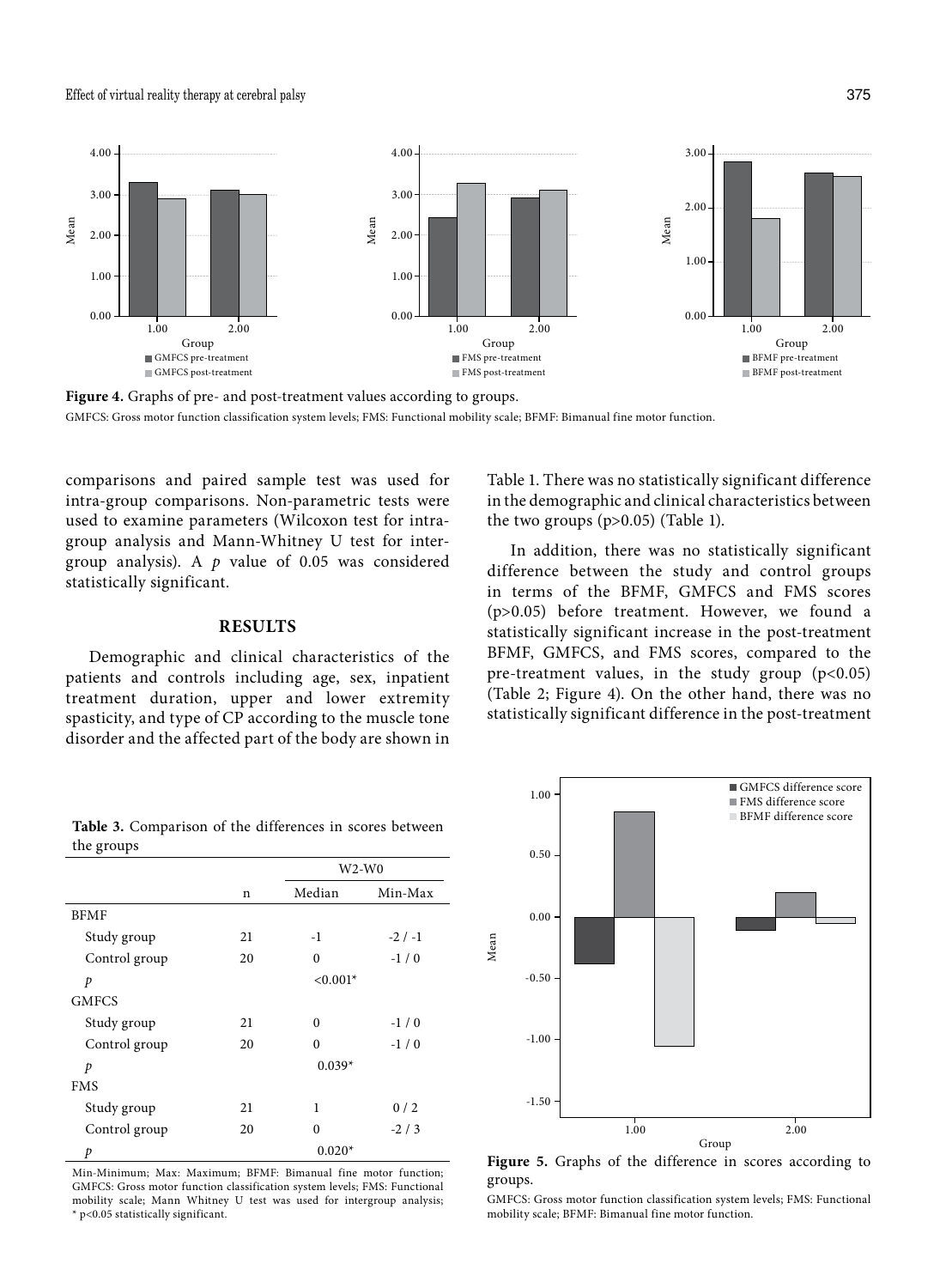**Figure 4.** Graphs of pre- and post-treatment values according to groups.

GMFCS: Gross motor function classification system levels; FMS: Functional mobility scale; BFMF: Bimanual fine motor function.

comparisons and paired sample test was used for intra-group comparisons. Non-parametric tests were used to examine parameters (Wilcoxon test for intra-group analysis and Mann-Whitney U test for inter-group analysis). A *p* value of 0.05 was considered statistically significant.

## RESULTS

Demographic and clinical characteristics of the patients and controls including age, sex, inpatient treatment duration, upper and lower extremity spasticity, and type of CP according to the muscle tone disorder and the affected part of the body are shown in Table 1. There was no statistically significant difference in the demographic and clinical characteristics between the two groups ($p>0.05$) (Table 1).

In addition, there was no statistically significant difference between the study and control groups in terms of the BFMF, GMFCS and FMS scores ($p>0.05$) before treatment. However, we found a statistically significant increase in the post-treatment BFMF, GMFCS, and FMS scores, compared to the pre-treatment values, in the study group ($p<0.05$) (Table 2; Figure 4). On the other hand, there was no statistically significant difference in the post-treatment

**Table 3.** Comparison of the differences in scores between the groups

| | n | W2-W0 | |
|---|---|---|---|
| | | Median | Min-Max |
| BFMF | | | |
| Study group | 21 | -1 | -2 / -1 |
| Control group | 20 | 0 | -1 / 0 |
| *p* | | <0.001* | |
| GMFCS | | | |
| Study group | 21 | 0 | -1 / 0 |
| Control group | 20 | 0 | -1 / 0 |
| *p* | | 0.039* | |
| FMS | | | |
| Study group | 21 | 1 | 0 / 2 |
| Control group | 20 | 0 | -2 / 3 |
| *p* | | 0.020* | |

Min-Minimum; Max: Maximum; BFMF: Bimanual fine motor function; GMFCS: Gross motor function classification system levels; FMS: Functional mobility scale; Mann Whitney U test was used for intergroup analysis; * p<0.05 statistically significant.

**Figure 5.** Graphs of the difference in scores according to groups.

GMFCS: Gross motor function classification system levels; FMS: Functional mobility scale; BFMF: Bimanual fine motor function.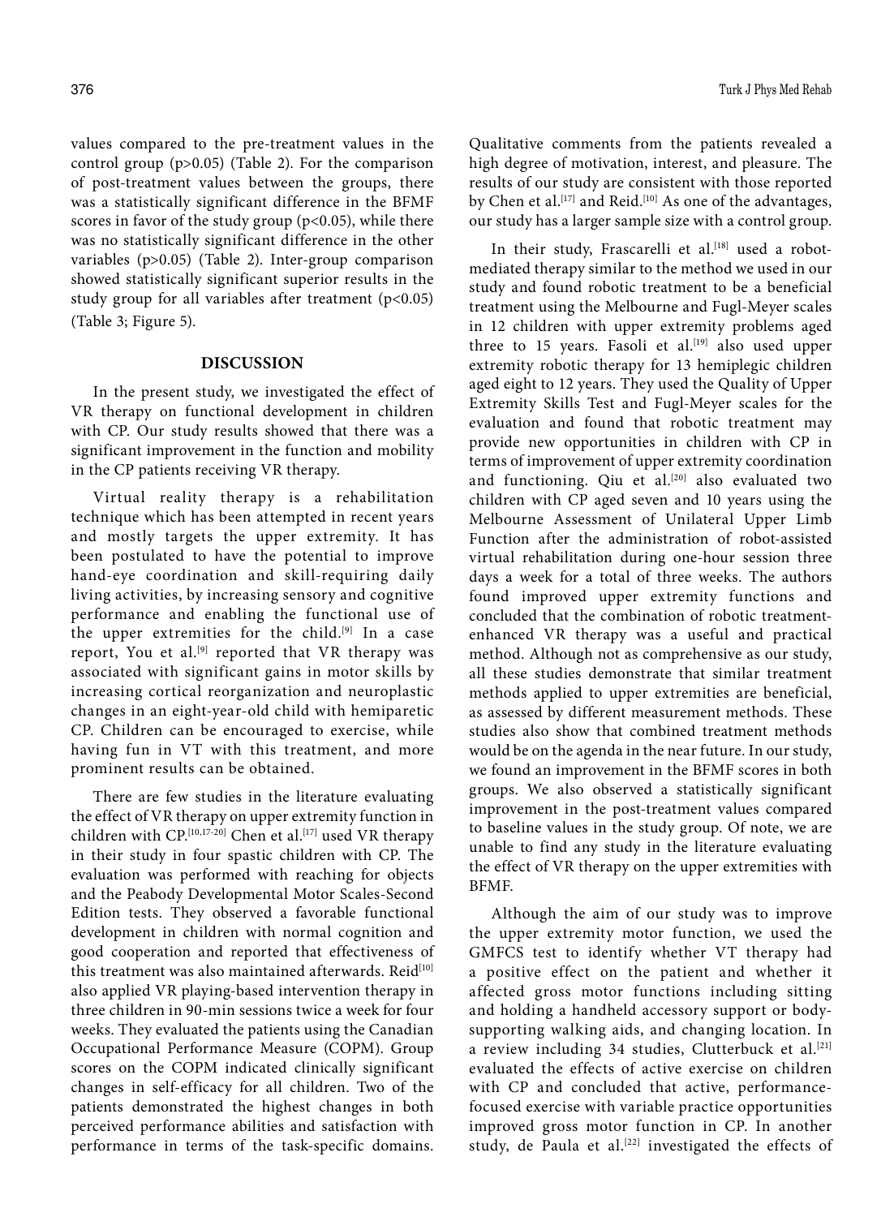values compared to the pre-treatment values in the control group ($p>0.05$) (Table 2). For the comparison of post-treatment values between the groups, there was a statistically significant difference in the BFMF scores in favor of the study group ($p<0.05$), while there was no statistically significant difference in the other variables ($p>0.05$) (Table 2). Inter-group comparison showed statistically significant superior results in the study group for all variables after treatment ($p<0.05$) (Table 3; Figure 5).

## DISCUSSION

In the present study, we investigated the effect of VR therapy on functional development in children with CP. Our study results showed that there was a significant improvement in the function and mobility in the CP patients receiving VR therapy.

Virtual reality therapy is a rehabilitation technique which has been attempted in recent years and mostly targets the upper extremity. It has been postulated to have the potential to improve hand-eye coordination and skill-requiring daily living activities, by increasing sensory and cognitive performance and enabling the functional use of the upper extremities for the child.[9] In a case report, You et al.[9] reported that VR therapy was associated with significant gains in motor skills by increasing cortical reorganization and neuroplastic changes in an eight-year-old child with hemiparetic CP. Children can be encouraged to exercise, while having fun in VT with this treatment, and more prominent results can be obtained.

There are few studies in the literature evaluating the effect of VR therapy on upper extremity function in children with CP.[10,17-20] Chen et al.[17] used VR therapy in their study in four spastic children with CP. The evaluation was performed with reaching for objects and the Peabody Developmental Motor Scales-Second Edition tests. They observed a favorable functional development in children with normal cognition and good cooperation and reported that effectiveness of this treatment was also maintained afterwards. Reid[10] also applied VR playing-based intervention therapy in three children in 90-min sessions twice a week for four weeks. They evaluated the patients using the Canadian Occupational Performance Measure (COPM). Group scores on the COPM indicated clinically significant changes in self-efficacy for all children. Two of the patients demonstrated the highest changes in both perceived performance abilities and satisfaction with performance in terms of the task-specific domains. Qualitative comments from the patients revealed a high degree of motivation, interest, and pleasure. The results of our study are consistent with those reported by Chen et al.[17] and Reid.[10] As one of the advantages, our study has a larger sample size with a control group.

In their study, Frascarelli et al.[18] used a robot-mediated therapy similar to the method we used in our study and found robotic treatment to be a beneficial treatment using the Melbourne and Fugl-Meyer scales in 12 children with upper extremity problems aged three to 15 years. Fasoli et al.[19] also used upper extremity robotic therapy for 13 hemiplegic children aged eight to 12 years. They used the Quality of Upper Extremity Skills Test and Fugl-Meyer scales for the evaluation and found that robotic treatment may provide new opportunities in children with CP in terms of improvement of upper extremity coordination and functioning. Qiu et al.[20] also evaluated two children with CP aged seven and 10 years using the Melbourne Assessment of Unilateral Upper Limb Function after the administration of robot-assisted virtual rehabilitation during one-hour session three days a week for a total of three weeks. The authors found improved upper extremity functions and concluded that the combination of robotic treatment-enhanced VR therapy was a useful and practical method. Although not as comprehensive as our study, all these studies demonstrate that similar treatment methods applied to upper extremities are beneficial, as assessed by different measurement methods. These studies also show that combined treatment methods would be on the agenda in the near future. In our study, we found an improvement in the BFMF scores in both groups. We also observed a statistically significant improvement in the post-treatment values compared to baseline values in the study group. Of note, we are unable to find any study in the literature evaluating the effect of VR therapy on the upper extremities with BFMF.

Although the aim of our study was to improve the upper extremity motor function, we used the GMFCS test to identify whether VT therapy had a positive effect on the patient and whether it affected gross motor functions including sitting and holding a handheld accessory support or body-supporting walking aids, and changing location. In a review including 34 studies, Clutterbuck et al.[21] evaluated the effects of active exercise on children with CP and concluded that active, performance-focused exercise with variable practice opportunities improved gross motor function in CP. In another study, de Paula et al.[22] investigated the effects of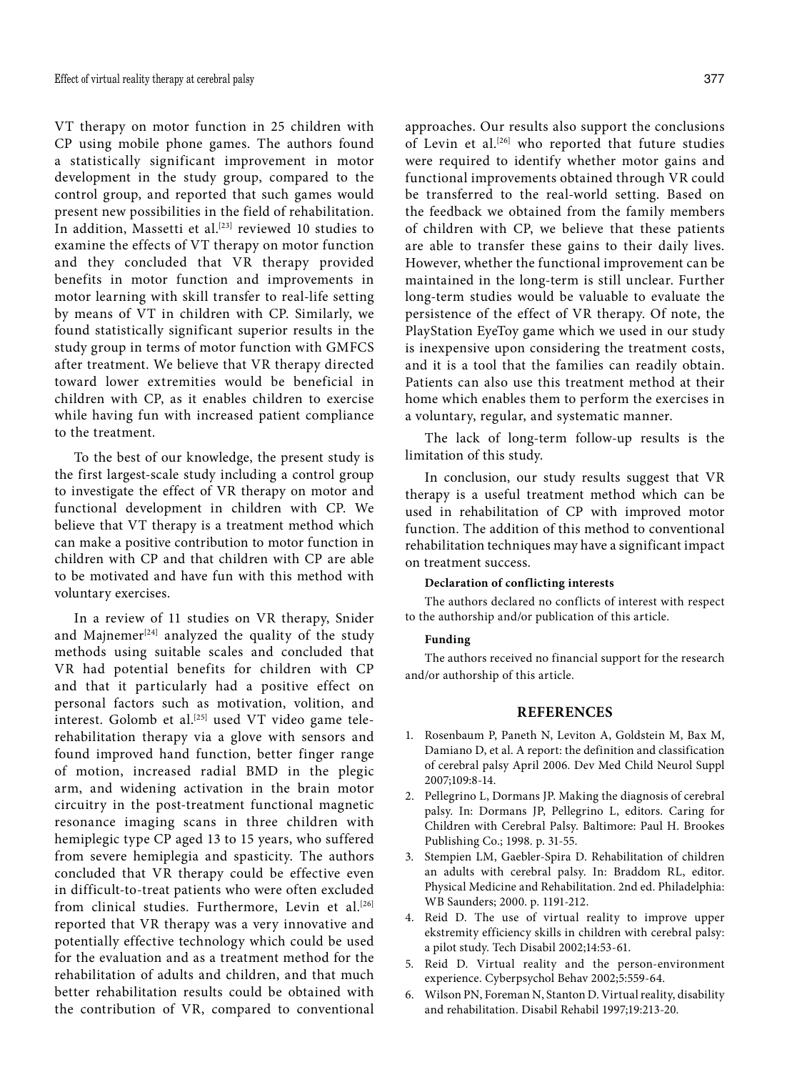VT therapy on motor function in 25 children with CP using mobile phone games. The authors found a statistically significant improvement in motor development in the study group, compared to the control group, and reported that such games would present new possibilities in the field of rehabilitation. In addition, Massetti et al.[23] reviewed 10 studies to examine the effects of VT therapy on motor function and they concluded that VR therapy provided benefits in motor function and improvements in motor learning with skill transfer to real-life setting by means of VT in children with CP. Similarly, we found statistically significant superior results in the study group in terms of motor function with GMFCS after treatment. We believe that VR therapy directed toward lower extremities would be beneficial in children with CP, as it enables children to exercise while having fun with increased patient compliance to the treatment.

To the best of our knowledge, the present study is the first largest-scale study including a control group to investigate the effect of VR therapy on motor and functional development in children with CP. We believe that VT therapy is a treatment method which can make a positive contribution to motor function in children with CP and that children with CP are able to be motivated and have fun with this method with voluntary exercises.

In a review of 11 studies on VR therapy, Snider and Majnemer[24] analyzed the quality of the study methods using suitable scales and concluded that VR had potential benefits for children with CP and that it particularly had a positive effect on personal factors such as motivation, volition, and interest. Golomb et al.[25] used VT video game tele-rehabilitation therapy via a glove with sensors and found improved hand function, better finger range of motion, increased radial BMD in the plegic arm, and widening activation in the brain motor circuitry in the post-treatment functional magnetic resonance imaging scans in three children with hemiplegic type CP aged 13 to 15 years, who suffered from severe hemiplegia and spasticity. The authors concluded that VR therapy could be effective even in difficult-to-treat patients who were often excluded from clinical studies. Furthermore, Levin et al.[26] reported that VR therapy was a very innovative and potentially effective technology which could be used for the evaluation and as a treatment method for the rehabilitation of adults and children, and that much better rehabilitation results could be obtained with the contribution of VR, compared to conventional approaches. Our results also support the conclusions of Levin et al.[26] who reported that future studies were required to identify whether motor gains and functional improvements obtained through VR could be transferred to the real-world setting. Based on the feedback we obtained from the family members of children with CP, we believe that these patients are able to transfer these gains to their daily lives. However, whether the functional improvement can be maintained in the long-term is still unclear. Further long-term studies would be valuable to evaluate the persistence of the effect of VR therapy. Of note, the PlayStation EyeToy game which we used in our study is inexpensive upon considering the treatment costs, and it is a tool that the families can readily obtain. Patients can also use this treatment method at their home which enables them to perform the exercises in a voluntary, regular, and systematic manner.

The lack of long-term follow-up results is the limitation of this study.

In conclusion, our study results suggest that VR therapy is a useful treatment method which can be used in rehabilitation of CP with improved motor function. The addition of this method to conventional rehabilitation techniques may have a significant impact on treatment success.

**Declaration of conflicting interests**

The authors declared no conflicts of interest with respect to the authorship and/or publication of this article.

**Funding**

The authors received no financial support for the research and/or authorship of this article.

## REFERENCES

1. Rosenbaum P, Paneth N, Leviton A, Goldstein M, Bax M, Damiano D, et al. A report: the definition and classification of cerebral palsy April 2006. Dev Med Child Neurol Suppl 2007;109:8-14.
2. Pellegrino L, Dormans JP. Making the diagnosis of cerebral palsy. In: Dormans JP, Pellegrino L, editors. Caring for Children with Cerebral Palsy. Baltimore: Paul H. Brookes Publishing Co.; 1998. p. 31-55.
3. Stempien LM, Gaebler-Spira D. Rehabilitation of children an adults with cerebral palsy. In: Braddom RL, editor. Physical Medicine and Rehabilitation. 2nd ed. Philadelphia: WB Saunders; 2000. p. 1191-212.
4. Reid D. The use of virtual reality to improve upper ekstremity efficiency skills in children with cerebral palsy: a pilot study. Tech Disabil 2002;14:53-61.
5. Reid D. Virtual reality and the person-environment experience. Cyberpsychol Behav 2002;5:559-64.
6. Wilson PN, Foreman N, Stanton D. Virtual reality, disability and rehabilitation. Disabil Rehabil 1997;19:213-20.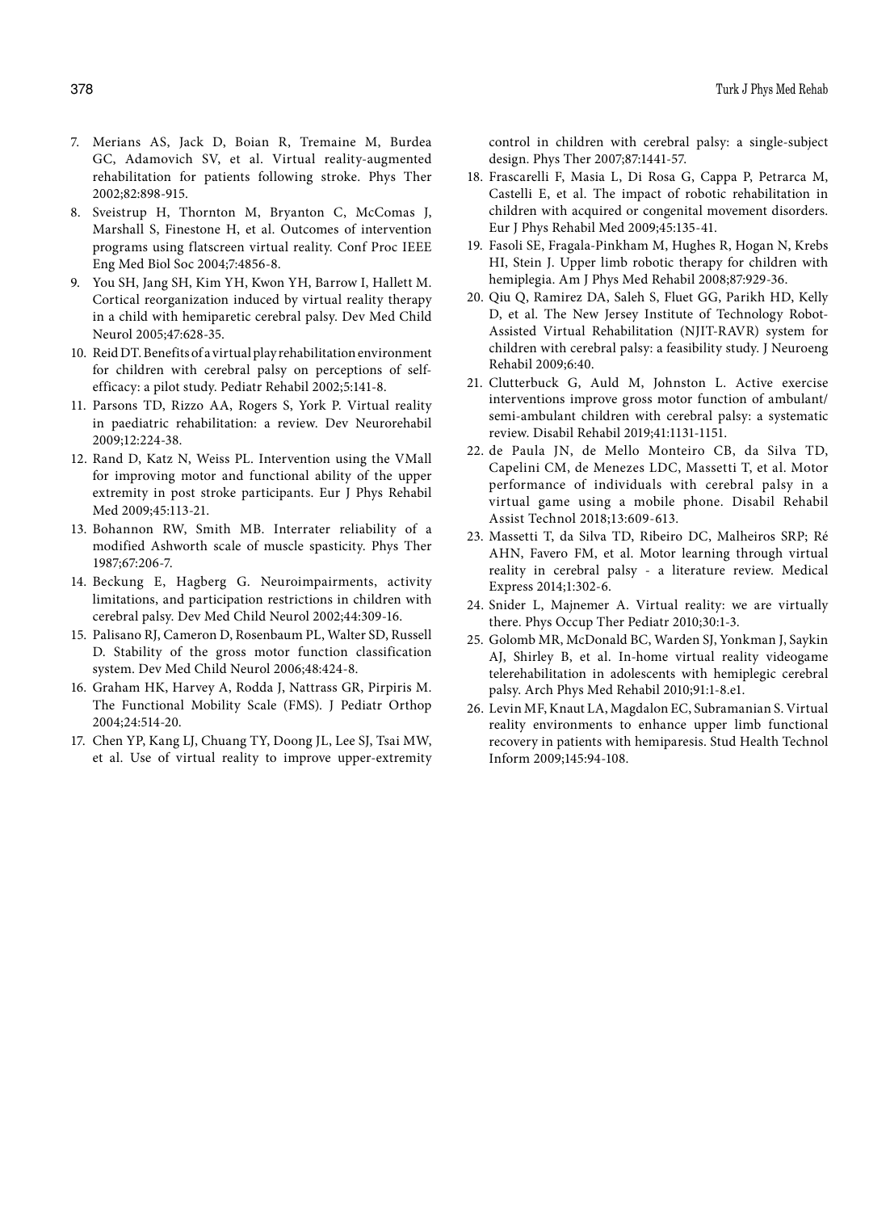7. Merians AS, Jack D, Boian R, Tremaine M, Burdea GC, Adamovich SV, et al. Virtual reality-augmented rehabilitation for patients following stroke. Phys Ther 2002;82:898-915.
8. Sveistrup H, Thornton M, Bryanton C, McComas J, Marshall S, Finestone H, et al. Outcomes of intervention programs using flatscreen virtual reality. Conf Proc IEEE Eng Med Biol Soc 2004;7:4856-8.
9. You SH, Jang SH, Kim YH, Kwon YH, Barrow I, Hallett M. Cortical reorganization induced by virtual reality therapy in a child with hemiparetic cerebral palsy. Dev Med Child Neurol 2005;47:628-35.
10. Reid DT. Benefits of a virtual play rehabilitation environment for children with cerebral palsy on perceptions of self-efficacy: a pilot study. Pediatr Rehabil 2002;5:141-8.
11. Parsons TD, Rizzo AA, Rogers S, York P. Virtual reality in paediatric rehabilitation: a review. Dev Neurorehabil 2009;12:224-38.
12. Rand D, Katz N, Weiss PL. Intervention using the VMall for improving motor and functional ability of the upper extremity in post stroke participants. Eur J Phys Rehabil Med 2009;45:113-21.
13. Bohannon RW, Smith MB. Interrater reliability of a modified Ashworth scale of muscle spasticity. Phys Ther 1987;67:206-7.
14. Beckung E, Hagberg G. Neuroimpairments, activity limitations, and participation restrictions in children with cerebral palsy. Dev Med Child Neurol 2002;44:309-16.
15. Palisano RJ, Cameron D, Rosenbaum PL, Walter SD, Russell D. Stability of the gross motor function classification system. Dev Med Child Neurol 2006;48:424-8.
16. Graham HK, Harvey A, Rodda J, Nattrass GR, Pirpiris M. The Functional Mobility Scale (FMS). J Pediatr Orthop 2004;24:514-20.
17. Chen YP, Kang LJ, Chuang TY, Doong JL, Lee SJ, Tsai MW, et al. Use of virtual reality to improve upper-extremity control in children with cerebral palsy: a single-subject design. Phys Ther 2007;87:1441-57.
18. Frascarelli F, Masia L, Di Rosa G, Cappa P, Petrarca M, Castelli E, et al. The impact of robotic rehabilitation in children with acquired or congenital movement disorders. Eur J Phys Rehabil Med 2009;45:135-41.
19. Fasoli SE, Fragala-Pinkham M, Hughes R, Hogan N, Krebs HI, Stein J. Upper limb robotic therapy for children with hemiplegia. Am J Phys Med Rehabil 2008;87:929-36.
20. Qiu Q, Ramirez DA, Saleh S, Fluet GG, Parikh HD, Kelly D, et al. The New Jersey Institute of Technology Robot-Assisted Virtual Rehabilitation (NJIT-RAVR) system for children with cerebral palsy: a feasibility study. J Neuroeng Rehabil 2009;6:40.
21. Clutterbuck G, Auld M, Johnston L. Active exercise interventions improve gross motor function of ambulant/semi-ambulant children with cerebral palsy: a systematic review. Disabil Rehabil 2019;41:1131-1151.
22. de Paula JN, de Mello Monteiro CB, da Silva TD, Capelini CM, de Menezes LDC, Massetti T, et al. Motor performance of individuals with cerebral palsy in a virtual game using a mobile phone. Disabil Rehabil Assist Technol 2018;13:609-613.
23. Massetti T, da Silva TD, Ribeiro DC, Malheiros SRP; Ré AHN, Favero FM, et al. Motor learning through virtual reality in cerebral palsy - a literature review. Medical Express 2014;1:302-6.
24. Snider L, Majnemer A. Virtual reality: we are virtually there. Phys Occup Ther Pediatr 2010;30:1-3.
25. Golomb MR, McDonald BC, Warden SJ, Yonkman J, Saykin AJ, Shirley B, et al. In-home virtual reality videogame telerehabilitation in adolescents with hemiplegic cerebral palsy. Arch Phys Med Rehabil 2010;91:1-8.e1.
26. Levin MF, Knaut LA, Magdalon EC, Subramanian S. Virtual reality environments to enhance upper limb functional recovery in patients with hemiparesis. Stud Health Technol Inform 2009;145:94-108.